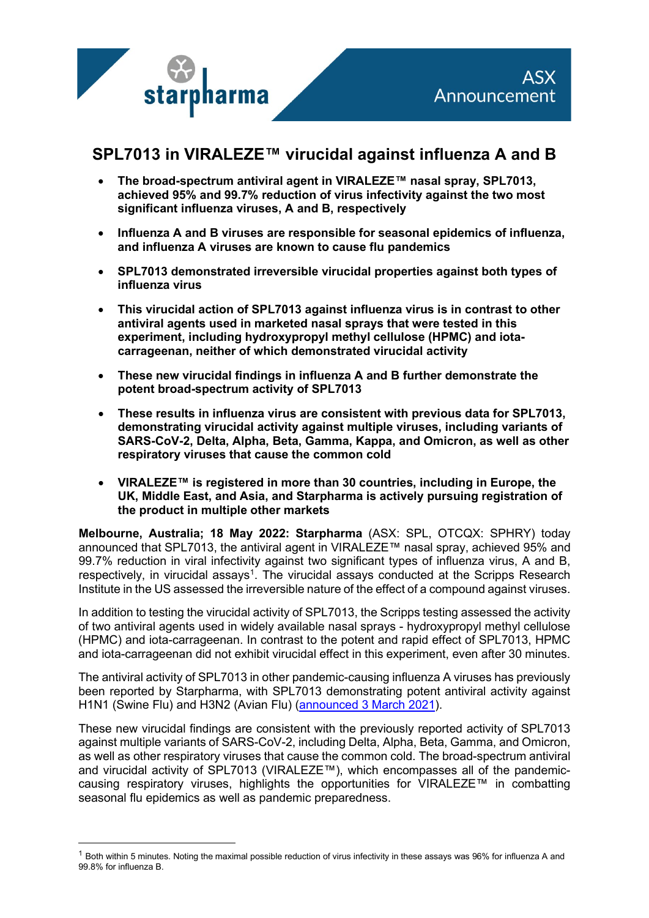# SPL7013 in VIRALEZE™ virucidal against influenza A and B

- **The broad-spectrum antiviral agent in VIRALEZE™ nasal spray, SPL7013, achieved 95% and 99.7% reduction of virus infectivity against the two most significant influenza viruses, A and B, respectively**
- **Influenza A and B viruses are responsible for seasonal epidemics of influenza, and influenza A viruses are known to cause flu pandemics**
- **SPL7013 demonstrated irreversible virucidal properties against both types of influenza virus**
- **This virucidal action of SPL7013 against influenza virus is in contrast to other antiviral agents used in marketed nasal sprays that were tested in this experiment, including hydroxypropyl methyl cellulose (HPMC) and iota-carrageenan, neither of which demonstrated virucidal activity**
- **These new virucidal findings in influenza A and B further demonstrate the potent broad-spectrum activity of SPL7013**
- **These results in influenza virus are consistent with previous data for SPL7013, demonstrating virucidal activity against multiple viruses, including variants of SARS-CoV-2, Delta, Alpha, Beta, Gamma, Kappa, and Omicron, as well as other respiratory viruses that cause the common cold**
- **VIRALEZE™ is registered in more than 30 countries, including in Europe, the UK, Middle East, and Asia, and Starpharma is actively pursuing registration of the product in multiple other markets**

**Melbourne, Australia; 18 May 2022: Starpharma** (ASX: SPL, OTCQX: SPHRY) today announced that SPL7013, the antiviral agent in VIRALEZE™ nasal spray, achieved 95% and 99.7% reduction in viral infectivity against two significant types of influenza virus, A and B, respectively, in virucidal assays[1]. The virucidal assays conducted at the Scripps Research Institute in the US assessed the irreversible nature of the effect of a compound against viruses.

In addition to testing the virucidal activity of SPL7013, the Scripps testing assessed the activity of two antiviral agents used in widely available nasal sprays - hydroxypropyl methyl cellulose (HPMC) and iota-carrageenan. In contrast to the potent and rapid effect of SPL7013, HPMC and iota-carrageenan did not exhibit virucidal effect in this experiment, even after 30 minutes.

The antiviral activity of SPL7013 in other pandemic-causing influenza A viruses has previously been reported by Starpharma, with SPL7013 demonstrating potent antiviral activity against H1N1 (Swine Flu) and H3N2 (Avian Flu) (announced 3 March 2021).

These new virucidal findings are consistent with the previously reported activity of SPL7013 against multiple variants of SARS-CoV-2, including Delta, Alpha, Beta, Gamma, and Omicron, as well as other respiratory viruses that cause the common cold. The broad-spectrum antiviral and virucidal activity of SPL7013 (VIRALEZE™), which encompasses all of the pandemic-causing respiratory viruses, highlights the opportunities for VIRALEZE™ in combatting seasonal flu epidemics as well as pandemic preparedness.

---

[1] Both within 5 minutes. Noting the maximal possible reduction of virus infectivity in these assays was 96% for influenza A and 99.8% for influenza B.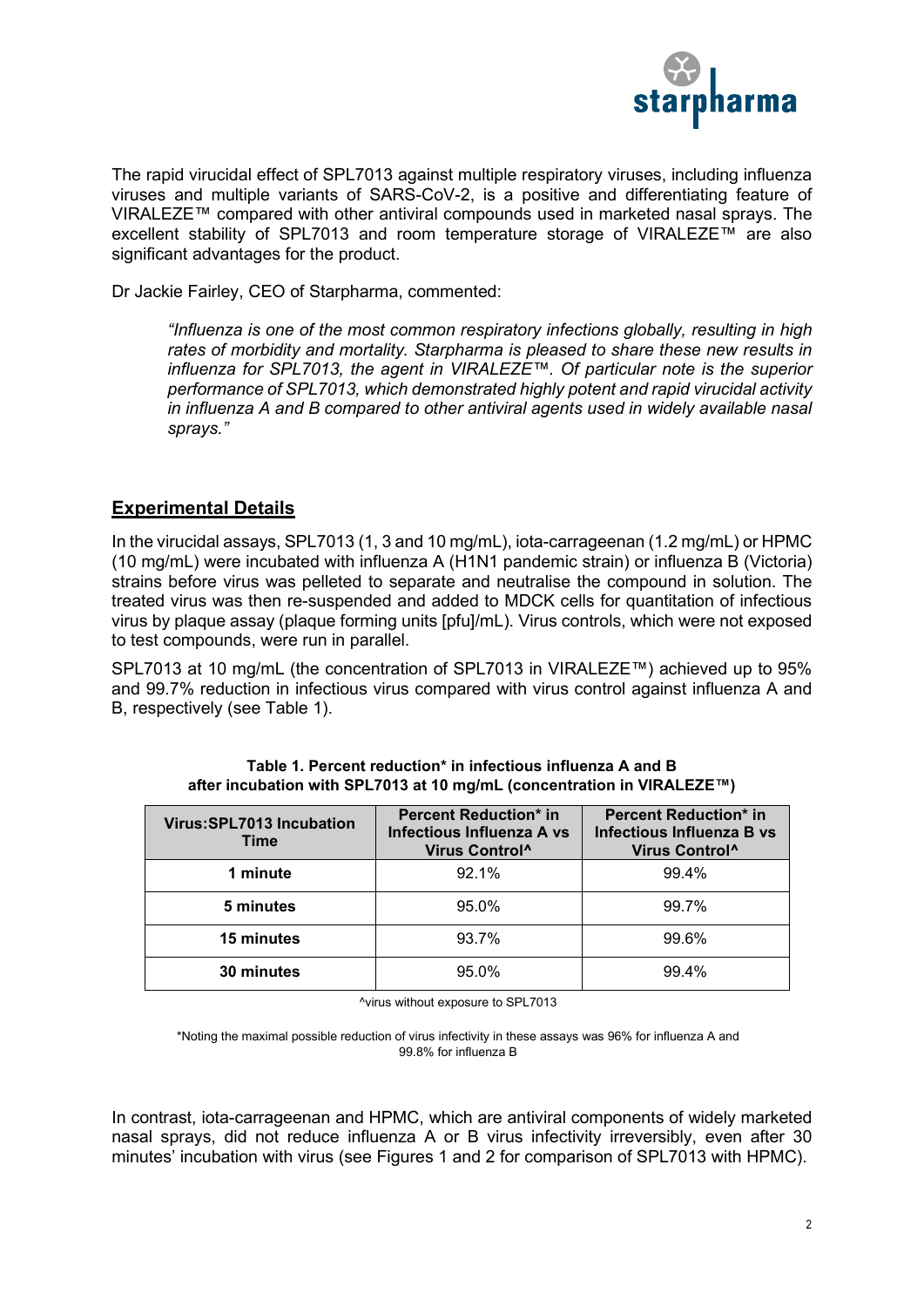The rapid virucidal effect of SPL7013 against multiple respiratory viruses, including influenza viruses and multiple variants of SARS-CoV-2, is a positive and differentiating feature of VIRALEZE™ compared with other antiviral compounds used in marketed nasal sprays. The excellent stability of SPL7013 and room temperature storage of VIRALEZE™ are also significant advantages for the product.

Dr Jackie Fairley, CEO of Starpharma, commented:

> *"Influenza is one of the most common respiratory infections globally, resulting in high rates of morbidity and mortality. Starpharma is pleased to share these new results in influenza for SPL7013, the agent in VIRALEZE™. Of particular note is the superior performance of SPL7013, which demonstrated highly potent and rapid virucidal activity in influenza A and B compared to other antiviral agents used in widely available nasal sprays."*

## Experimental Details

In the virucidal assays, SPL7013 (1, 3 and 10 mg/mL), iota-carrageenan (1.2 mg/mL) or HPMC (10 mg/mL) were incubated with influenza A (H1N1 pandemic strain) or influenza B (Victoria) strains before virus was pelleted to separate and neutralise the compound in solution. The treated virus was then re-suspended and added to MDCK cells for quantitation of infectious virus by plaque assay (plaque forming units [pfu]/mL). Virus controls, which were not exposed to test compounds, were run in parallel.

SPL7013 at 10 mg/mL (the concentration of SPL7013 in VIRALEZE™) achieved up to 95% and 99.7% reduction in infectious virus compared with virus control against influenza A and B, respectively (see Table 1).

**Table 1. Percent reduction* in infectious influenza A and B after incubation with SPL7013 at 10 mg/mL (concentration in VIRALEZE™)**

| Virus:SPL7013 Incubation Time | Percent Reduction* in Infectious Influenza A vs Virus Control^ | Percent Reduction* in Infectious Influenza B vs Virus Control^ |
|---|---|---|
| 1 minute | 92.1% | 99.4% |
| 5 minutes | 95.0% | 99.7% |
| 15 minutes | 93.7% | 99.6% |
| 30 minutes | 95.0% | 99.4% |

^virus without exposure to SPL7013

*Noting the maximal possible reduction of virus infectivity in these assays was 96% for influenza A and 99.8% for influenza B

In contrast, iota-carrageenan and HPMC, which are antiviral components of widely marketed nasal sprays, did not reduce influenza A or B virus infectivity irreversibly, even after 30 minutes' incubation with virus (see Figures 1 and 2 for comparison of SPL7013 with HPMC).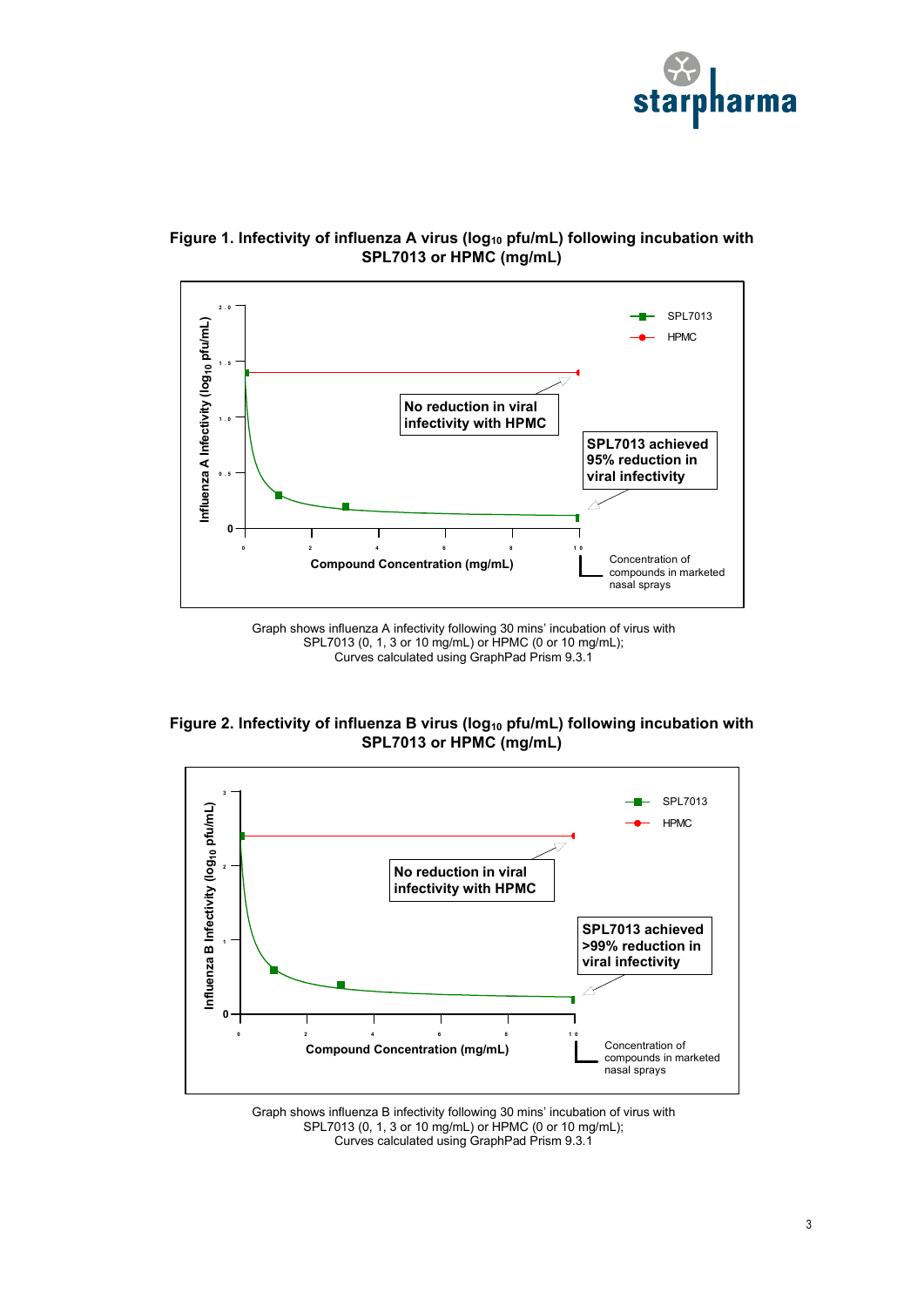**Figure 1. Infectivity of influenza A virus ($log_{10}$ pfu/mL) following incubation with SPL7013 or HPMC (mg/mL)**

Graph shows influenza A infectivity following 30 mins' incubation of virus with SPL7013 (0, 1, 3 or 10 mg/mL) or HPMC (0 or 10 mg/mL);
Curves calculated using GraphPad Prism 9.3.1

**Figure 2. Infectivity of influenza B virus ($log_{10}$ pfu/mL) following incubation with SPL7013 or HPMC (mg/mL)**

Graph shows influenza B infectivity following 30 mins' incubation of virus with SPL7013 (0, 1, 3 or 10 mg/mL) or HPMC (0 or 10 mg/mL);
Curves calculated using GraphPad Prism 9.3.1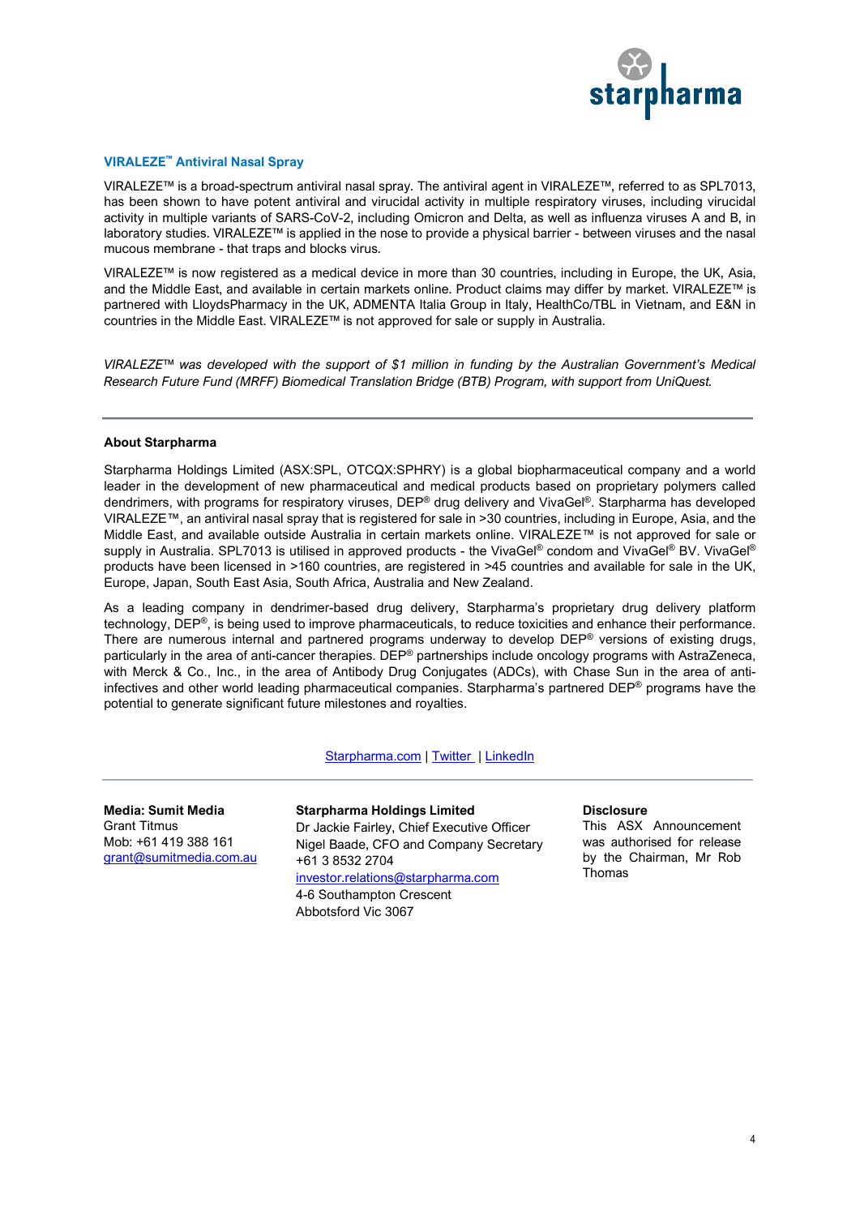### VIRALEZE™ Antiviral Nasal Spray

VIRALEZE™ is a broad-spectrum antiviral nasal spray. The antiviral agent in VIRALEZE™, referred to as SPL7013, has been shown to have potent antiviral and virucidal activity in multiple respiratory viruses, including virucidal activity in multiple variants of SARS-CoV-2, including Omicron and Delta, as well as influenza viruses A and B, in laboratory studies. VIRALEZE™ is applied in the nose to provide a physical barrier - between viruses and the nasal mucous membrane - that traps and blocks virus.

VIRALEZE™ is now registered as a medical device in more than 30 countries, including in Europe, the UK, Asia, and the Middle East, and available in certain markets online. Product claims may differ by market. VIRALEZE™ is partnered with LloydsPharmacy in the UK, ADMENTA Italia Group in Italy, HealthCo/TBL in Vietnam, and E&N in countries in the Middle East. VIRALEZE™ is not approved for sale or supply in Australia.

*VIRALEZE™ was developed with the support of $1 million in funding by the Australian Government's Medical Research Future Fund (MRFF) Biomedical Translation Bridge (BTB) Program, with support from UniQuest.*

---

**About Starpharma**

Starpharma Holdings Limited (ASX:SPL, OTCQX:SPHRY) is a global biopharmaceutical company and a world leader in the development of new pharmaceutical and medical products based on proprietary polymers called dendrimers, with programs for respiratory viruses, DEP® drug delivery and VivaGel®. Starpharma has developed VIRALEZE™, an antiviral nasal spray that is registered for sale in >30 countries, including in Europe, Asia, and the Middle East, and available outside Australia in certain markets online. VIRALEZE™ is not approved for sale or supply in Australia. SPL7013 is utilised in approved products - the VivaGel® condom and VivaGel® BV. VivaGel® products have been licensed in >160 countries, are registered in >45 countries and available for sale in the UK, Europe, Japan, South East Asia, South Africa, Australia and New Zealand.

As a leading company in dendrimer-based drug delivery, Starpharma's proprietary drug delivery platform technology, DEP®, is being used to improve pharmaceuticals, to reduce toxicities and enhance their performance. There are numerous internal and partnered programs underway to develop DEP® versions of existing drugs, particularly in the area of anti-cancer therapies. DEP® partnerships include oncology programs with AstraZeneca, with Merck & Co., Inc., in the area of Antibody Drug Conjugates (ADCs), with Chase Sun in the area of anti-infectives and other world leading pharmaceutical companies. Starpharma's partnered DEP® programs have the potential to generate significant future milestones and royalties.

Starpharma.com | Twitter | LinkedIn

---

**Media: Sumit Media**
Grant Titmus
Mob: +61 419 388 161
grant@sumitmedia.com.au

**Starpharma Holdings Limited**
Dr Jackie Fairley, Chief Executive Officer
Nigel Baade, CFO and Company Secretary
+61 3 8532 2704
investor.relations@starpharma.com
4-6 Southampton Crescent
Abbotsford Vic 3067

**Disclosure**
This ASX Announcement was authorised for release by the Chairman, Mr Rob Thomas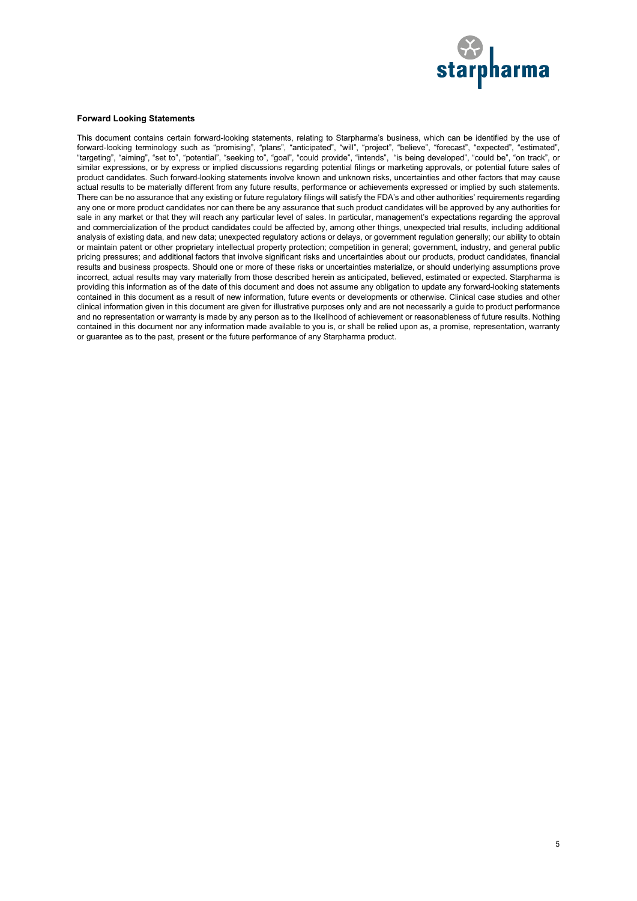**Forward Looking Statements**

This document contains certain forward-looking statements, relating to Starpharma's business, which can be identified by the use of forward-looking terminology such as "promising", "plans", "anticipated", "will", "project", "believe", "forecast", "expected", "estimated", "targeting", "aiming", "set to", "potential", "seeking to", "goal", "could provide", "intends", "is being developed", "could be", "on track", or similar expressions, or by express or implied discussions regarding potential filings or marketing approvals, or potential future sales of product candidates. Such forward-looking statements involve known and unknown risks, uncertainties and other factors that may cause actual results to be materially different from any future results, performance or achievements expressed or implied by such statements. There can be no assurance that any existing or future regulatory filings will satisfy the FDA's and other authorities' requirements regarding any one or more product candidates nor can there be any assurance that such product candidates will be approved by any authorities for sale in any market or that they will reach any particular level of sales. In particular, management's expectations regarding the approval and commercialization of the product candidates could be affected by, among other things, unexpected trial results, including additional analysis of existing data, and new data; unexpected regulatory actions or delays, or government regulation generally; our ability to obtain or maintain patent or other proprietary intellectual property protection; competition in general; government, industry, and general public pricing pressures; and additional factors that involve significant risks and uncertainties about our products, product candidates, financial results and business prospects. Should one or more of these risks or uncertainties materialize, or should underlying assumptions prove incorrect, actual results may vary materially from those described herein as anticipated, believed, estimated or expected. Starpharma is providing this information as of the date of this document and does not assume any obligation to update any forward-looking statements contained in this document as a result of new information, future events or developments or otherwise. Clinical case studies and other clinical information given in this document are given for illustrative purposes only and are not necessarily a guide to product performance and no representation or warranty is made by any person as to the likelihood of achievement or reasonableness of future results. Nothing contained in this document nor any information made available to you is, or shall be relied upon as, a promise, representation, warranty or guarantee as to the past, present or the future performance of any Starpharma product.